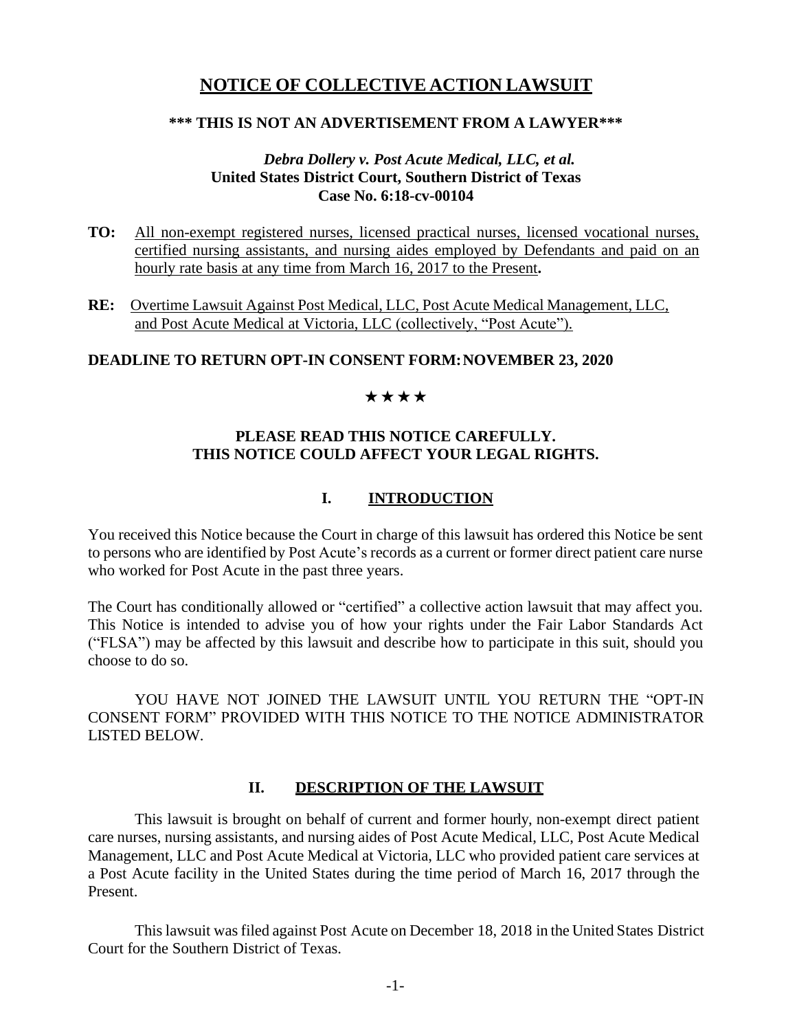# NOTICE OF COLLECTIVE ACTION LAWSUIT

**\*\*\* THIS IS NOT AN ADVERTISEMENT FROM A LAWYER\*\*\***

***Debra Dollery v. Post Acute Medical, LLC, et al.***
**United States District Court, Southern District of Texas**
**Case No. 6:18-cv-00104**

**TO:** All non-exempt registered nurses, licensed practical nurses, licensed vocational nurses, certified nursing assistants, and nursing aides employed by Defendants and paid on an hourly rate basis at any time from March 16, 2017 to the Present**.**

**RE:** Overtime Lawsuit Against Post Medical, LLC, Post Acute Medical Management, LLC, and Post Acute Medical at Victoria, LLC (collectively, "Post Acute").

**DEADLINE TO RETURN OPT-IN CONSENT FORM: NOVEMBER 23, 2020**

★★★★

**PLEASE READ THIS NOTICE CAREFULLY.**
**THIS NOTICE COULD AFFECT YOUR LEGAL RIGHTS.**

## I. INTRODUCTION

You received this Notice because the Court in charge of this lawsuit has ordered this Notice be sent to persons who are identified by Post Acute's records as a current or former direct patient care nurse who worked for Post Acute in the past three years.

The Court has conditionally allowed or "certified" a collective action lawsuit that may affect you. This Notice is intended to advise you of how your rights under the Fair Labor Standards Act ("FLSA") may be affected by this lawsuit and describe how to participate in this suit, should you choose to do so.

YOU HAVE NOT JOINED THE LAWSUIT UNTIL YOU RETURN THE "OPT-IN CONSENT FORM" PROVIDED WITH THIS NOTICE TO THE NOTICE ADMINISTRATOR LISTED BELOW.

## II. DESCRIPTION OF THE LAWSUIT

This lawsuit is brought on behalf of current and former hourly, non-exempt direct patient care nurses, nursing assistants, and nursing aides of Post Acute Medical, LLC, Post Acute Medical Management, LLC and Post Acute Medical at Victoria, LLC who provided patient care services at a Post Acute facility in the United States during the time period of March 16, 2017 through the Present.

This lawsuit was filed against Post Acute on December 18, 2018 in the United States District Court for the Southern District of Texas.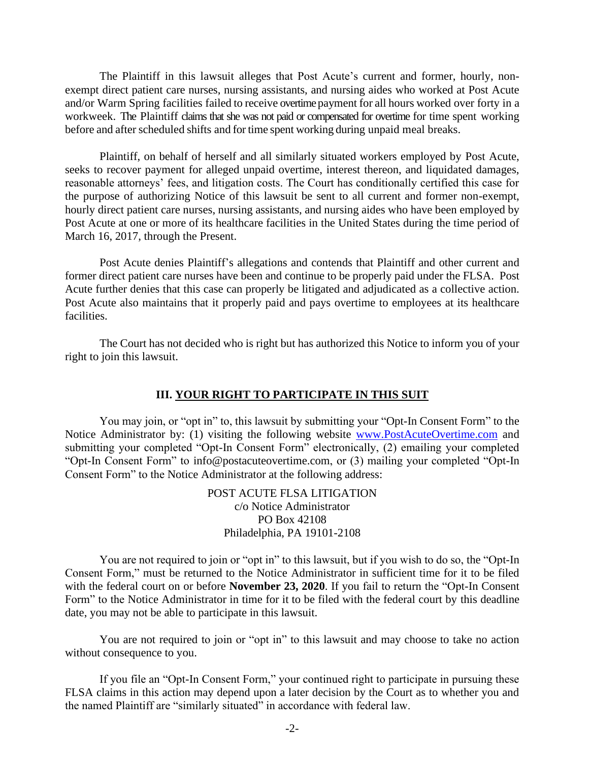The Plaintiff in this lawsuit alleges that Post Acute's current and former, hourly, non-exempt direct patient care nurses, nursing assistants, and nursing aides who worked at Post Acute and/or Warm Spring facilities failed to receive overtime payment for all hours worked over forty in a workweek. The Plaintiff claims that she was not paid or compensated for overtime for time spent working before and after scheduled shifts and for time spent working during unpaid meal breaks.

Plaintiff, on behalf of herself and all similarly situated workers employed by Post Acute, seeks to recover payment for alleged unpaid overtime, interest thereon, and liquidated damages, reasonable attorneys' fees, and litigation costs. The Court has conditionally certified this case for the purpose of authorizing Notice of this lawsuit be sent to all current and former non-exempt, hourly direct patient care nurses, nursing assistants, and nursing aides who have been employed by Post Acute at one or more of its healthcare facilities in the United States during the time period of March 16, 2017, through the Present.

Post Acute denies Plaintiff's allegations and contends that Plaintiff and other current and former direct patient care nurses have been and continue to be properly paid under the FLSA. Post Acute further denies that this case can properly be litigated and adjudicated as a collective action. Post Acute also maintains that it properly paid and pays overtime to employees at its healthcare facilities.

The Court has not decided who is right but has authorized this Notice to inform you of your right to join this lawsuit.

## III. YOUR RIGHT TO PARTICIPATE IN THIS SUIT

You may join, or "opt in" to, this lawsuit by submitting your "Opt-In Consent Form" to the Notice Administrator by: (1) visiting the following website www.PostAcuteOvertime.com and submitting your completed "Opt-In Consent Form" electronically, (2) emailing your completed "Opt-In Consent Form" to info@postacuteovertime.com, or (3) mailing your completed "Opt-In Consent Form" to the Notice Administrator at the following address:

POST ACUTE FLSA LITIGATION
c/o Notice Administrator
PO Box 42108
Philadelphia, PA 19101-2108

You are not required to join or "opt in" to this lawsuit, but if you wish to do so, the "Opt-In Consent Form," must be returned to the Notice Administrator in sufficient time for it to be filed with the federal court on or before **November 23, 2020**. If you fail to return the "Opt-In Consent Form" to the Notice Administrator in time for it to be filed with the federal court by this deadline date, you may not be able to participate in this lawsuit.

You are not required to join or "opt in" to this lawsuit and may choose to take no action without consequence to you.

If you file an "Opt-In Consent Form," your continued right to participate in pursuing these FLSA claims in this action may depend upon a later decision by the Court as to whether you and the named Plaintiff are "similarly situated" in accordance with federal law.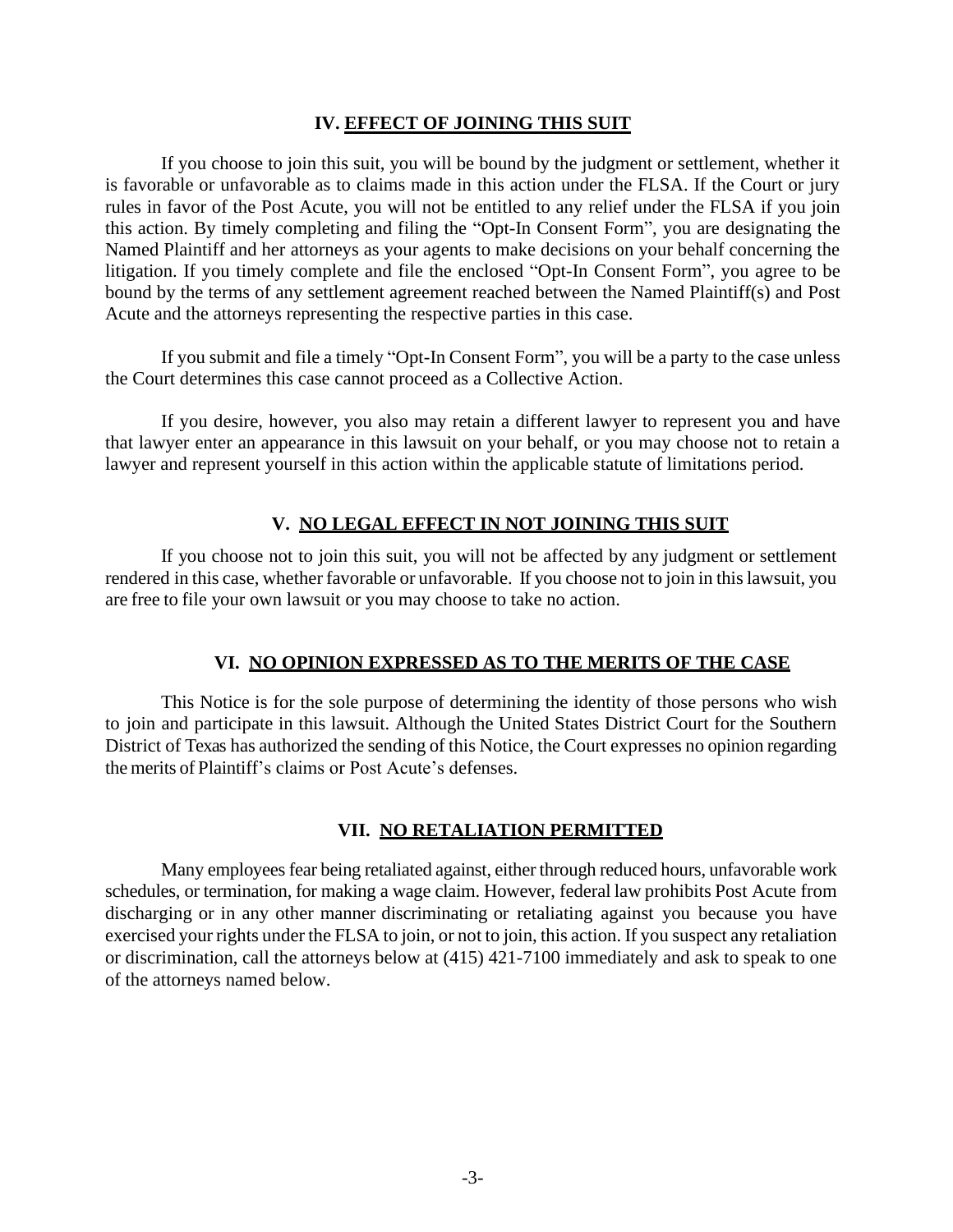## IV. EFFECT OF JOINING THIS SUIT

If you choose to join this suit, you will be bound by the judgment or settlement, whether it is favorable or unfavorable as to claims made in this action under the FLSA. If the Court or jury rules in favor of the Post Acute, you will not be entitled to any relief under the FLSA if you join this action. By timely completing and filing the "Opt-In Consent Form", you are designating the Named Plaintiff and her attorneys as your agents to make decisions on your behalf concerning the litigation. If you timely complete and file the enclosed "Opt-In Consent Form", you agree to be bound by the terms of any settlement agreement reached between the Named Plaintiff(s) and Post Acute and the attorneys representing the respective parties in this case.

If you submit and file a timely "Opt-In Consent Form", you will be a party to the case unless the Court determines this case cannot proceed as a Collective Action.

If you desire, however, you also may retain a different lawyer to represent you and have that lawyer enter an appearance in this lawsuit on your behalf, or you may choose not to retain a lawyer and represent yourself in this action within the applicable statute of limitations period.

## V. NO LEGAL EFFECT IN NOT JOINING THIS SUIT

If you choose not to join this suit, you will not be affected by any judgment or settlement rendered in this case, whether favorable or unfavorable. If you choose not to join in this lawsuit, you are free to file your own lawsuit or you may choose to take no action.

## VI. NO OPINION EXPRESSED AS TO THE MERITS OF THE CASE

This Notice is for the sole purpose of determining the identity of those persons who wish to join and participate in this lawsuit. Although the United States District Court for the Southern District of Texas has authorized the sending of this Notice, the Court expresses no opinion regarding the merits of Plaintiff's claims or Post Acute's defenses.

## VII. NO RETALIATION PERMITTED

Many employees fear being retaliated against, either through reduced hours, unfavorable work schedules, or termination, for making a wage claim. However, federal law prohibits Post Acute from discharging or in any other manner discriminating or retaliating against you because you have exercised your rights under the FLSA to join, or not to join, this action. If you suspect any retaliation or discrimination, call the attorneys below at (415) 421-7100 immediately and ask to speak to one of the attorneys named below.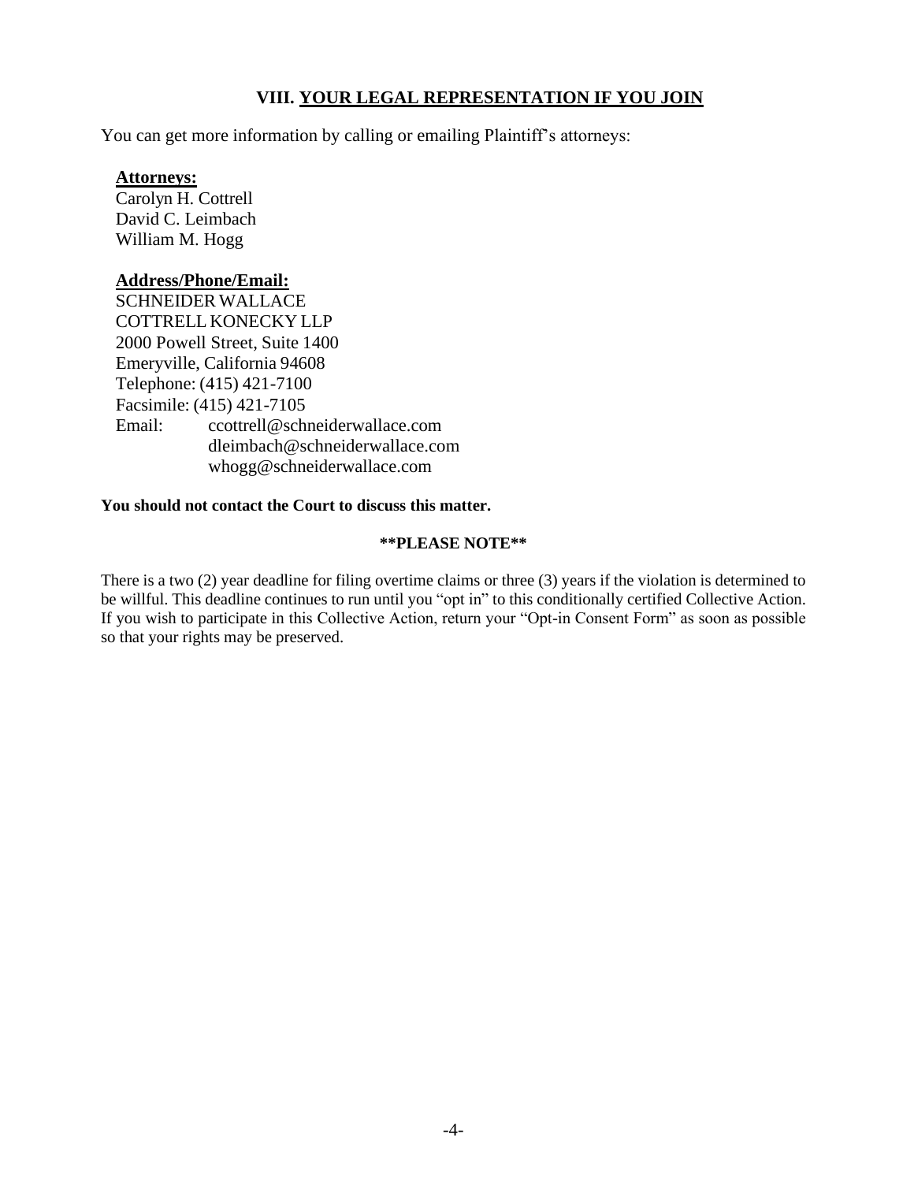## VIII. YOUR LEGAL REPRESENTATION IF YOU JOIN

You can get more information by calling or emailing Plaintiff's attorneys:

**Attorneys:**
Carolyn H. Cottrell
David C. Leimbach
William M. Hogg

**Address/Phone/Email:**
SCHNEIDER WALLACE
COTTRELL KONECKY LLP
2000 Powell Street, Suite 1400
Emeryville, California 94608
Telephone: (415) 421-7100
Facsimile: (415) 421-7105
Email: ccottrell@schneiderwallace.com
dleimbach@schneiderwallace.com
whogg@schneiderwallace.com

**You should not contact the Court to discuss this matter.**

**\*\*PLEASE NOTE\*\***

There is a two (2) year deadline for filing overtime claims or three (3) years if the violation is determined to be willful. This deadline continues to run until you "opt in" to this conditionally certified Collective Action. If you wish to participate in this Collective Action, return your "Opt-in Consent Form" as soon as possible so that your rights may be preserved.